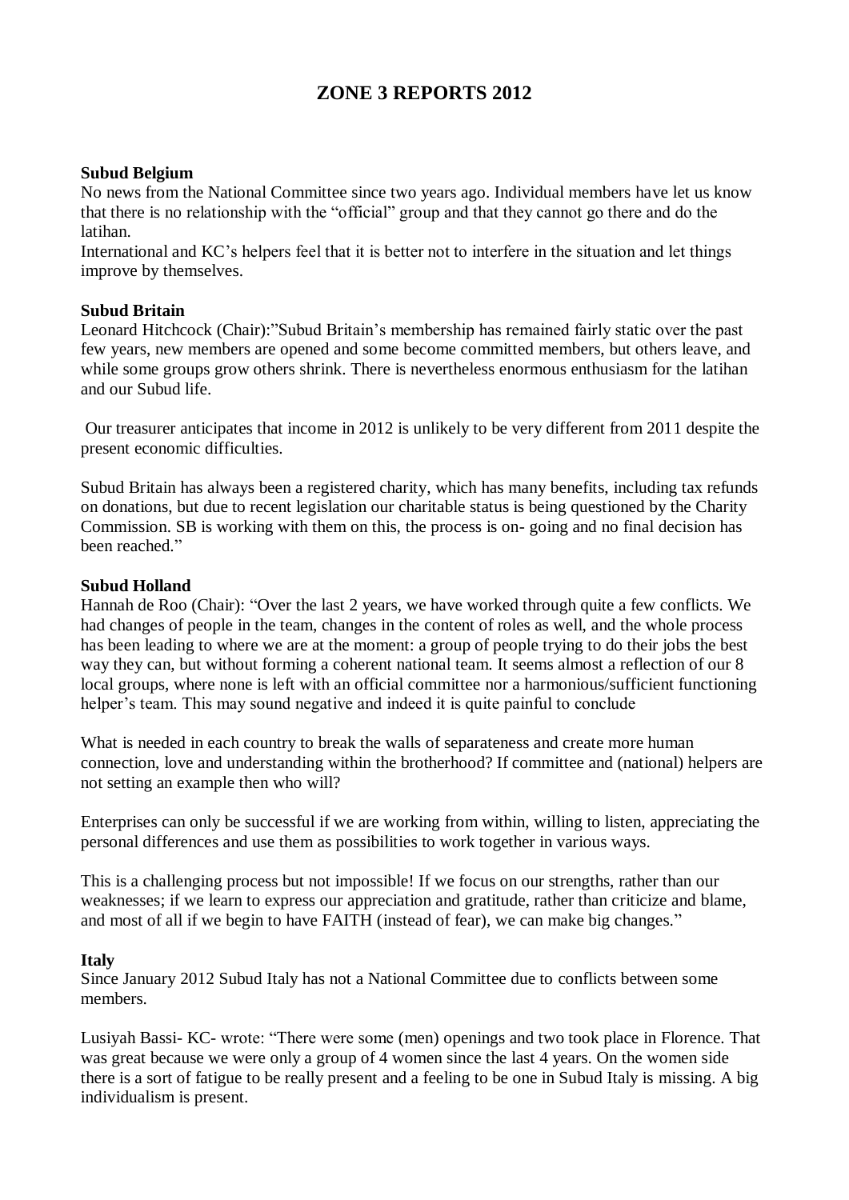# ZONE 3 REPORTS 2012

**Subud Belgium**

No news from the National Committee since two years ago. Individual members have let us know that there is no relationship with the "official" group and that they cannot go there and do the latihan.

International and KC's helpers feel that it is better not to interfere in the situation and let things improve by themselves.

**Subud Britain**

Leonard Hitchcock (Chair):"Subud Britain's membership has remained fairly static over the past few years, new members are opened and some become committed members, but others leave, and while some groups grow others shrink. There is nevertheless enormous enthusiasm for the latihan and our Subud life.

Our treasurer anticipates that income in 2012 is unlikely to be very different from 2011 despite the present economic difficulties.

Subud Britain has always been a registered charity, which has many benefits, including tax refunds on donations, but due to recent legislation our charitable status is being questioned by the Charity Commission. SB is working with them on this, the process is on- going and no final decision has been reached."

**Subud Holland**

Hannah de Roo (Chair): "Over the last 2 years, we have worked through quite a few conflicts. We had changes of people in the team, changes in the content of roles as well, and the whole process has been leading to where we are at the moment: a group of people trying to do their jobs the best way they can, but without forming a coherent national team. It seems almost a reflection of our 8 local groups, where none is left with an official committee nor a harmonious/sufficient functioning helper's team. This may sound negative and indeed it is quite painful to conclude

What is needed in each country to break the walls of separateness and create more human connection, love and understanding within the brotherhood? If committee and (national) helpers are not setting an example then who will?

Enterprises can only be successful if we are working from within, willing to listen, appreciating the personal differences and use them as possibilities to work together in various ways.

This is a challenging process but not impossible! If we focus on our strengths, rather than our weaknesses; if we learn to express our appreciation and gratitude, rather than criticize and blame, and most of all if we begin to have FAITH (instead of fear), we can make big changes."

**Italy**

Since January 2012 Subud Italy has not a National Committee due to conflicts between some members.

Lusiyah Bassi- KC- wrote: "There were some (men) openings and two took place in Florence. That was great because we were only a group of 4 women since the last 4 years. On the women side there is a sort of fatigue to be really present and a feeling to be one in Subud Italy is missing. A big individualism is present.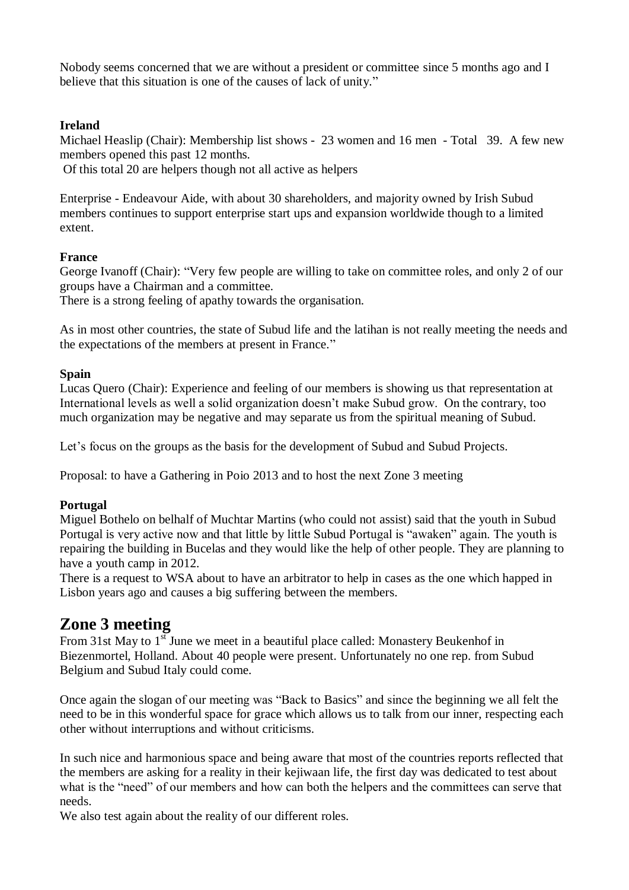Nobody seems concerned that we are without a president or committee since 5 months ago and I believe that this situation is one of the causes of lack of unity."

**Ireland**

Michael Heaslip (Chair): Membership list shows - 23 women and 16 men - Total 39. A few new members opened this past 12 months.
Of this total 20 are helpers though not all active as helpers

Enterprise - Endeavour Aide, with about 30 shareholders, and majority owned by Irish Subud members continues to support enterprise start ups and expansion worldwide though to a limited extent.

**France**

George Ivanoff (Chair): "Very few people are willing to take on committee roles, and only 2 of our groups have a Chairman and a committee.
There is a strong feeling of apathy towards the organisation.

As in most other countries, the state of Subud life and the latihan is not really meeting the needs and the expectations of the members at present in France."

**Spain**

Lucas Quero (Chair): Experience and feeling of our members is showing us that representation at International levels as well a solid organization doesn't make Subud grow. On the contrary, too much organization may be negative and may separate us from the spiritual meaning of Subud.

Let's focus on the groups as the basis for the development of Subud and Subud Projects.

Proposal: to have a Gathering in Poio 2013 and to host the next Zone 3 meeting

**Portugal**

Miguel Bothelo on belhalf of Muchtar Martins (who could not assist) said that the youth in Subud Portugal is very active now and that little by little Subud Portugal is "awaken" again. The youth is repairing the building in Bucelas and they would like the help of other people. They are planning to have a youth camp in 2012.
There is a request to WSA about to have an arbitrator to help in cases as the one which happed in Lisbon years ago and causes a big suffering between the members.

## Zone 3 meeting

From 31st May to 1st June we meet in a beautiful place called: Monastery Beukenhof in Biezenmortel, Holland. About 40 people were present. Unfortunately no one rep. from Subud Belgium and Subud Italy could come.

Once again the slogan of our meeting was "Back to Basics" and since the beginning we all felt the need to be in this wonderful space for grace which allows us to talk from our inner, respecting each other without interruptions and without criticisms.

In such nice and harmonious space and being aware that most of the countries reports reflected that the members are asking for a reality in their kejiwaan life, the first day was dedicated to test about what is the "need" of our members and how can both the helpers and the committees can serve that needs.
We also test again about the reality of our different roles.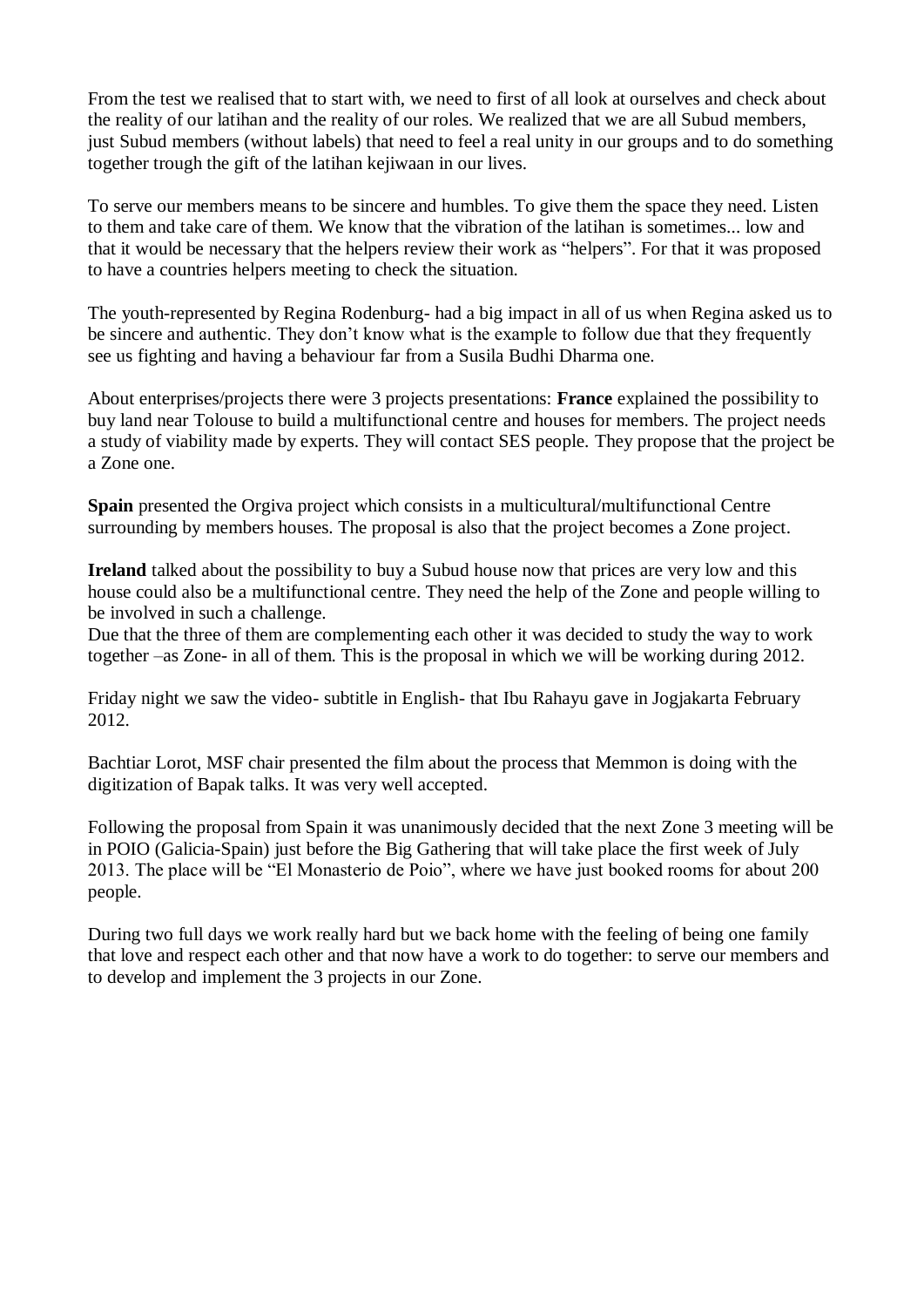From the test we realised that to start with, we need to first of all look at ourselves and check about the reality of our latihan and the reality of our roles. We realized that we are all Subud members, just Subud members (without labels) that need to feel a real unity in our groups and to do something together trough the gift of the latihan kejiwaan in our lives.

To serve our members means to be sincere and humbles. To give them the space they need. Listen to them and take care of them. We know that the vibration of the latihan is sometimes... low and that it would be necessary that the helpers review their work as "helpers". For that it was proposed to have a countries helpers meeting to check the situation.

The youth-represented by Regina Rodenburg- had a big impact in all of us when Regina asked us to be sincere and authentic. They don't know what is the example to follow due that they frequently see us fighting and having a behaviour far from a Susila Budhi Dharma one.

About enterprises/projects there were 3 projects presentations: **France** explained the possibility to buy land near Tolouse to build a multifunctional centre and houses for members. The project needs a study of viability made by experts. They will contact SES people. They propose that the project be a Zone one.

**Spain** presented the Orgiva project which consists in a multicultural/multifunctional Centre surrounding by members houses. The proposal is also that the project becomes a Zone project.

**Ireland** talked about the possibility to buy a Subud house now that prices are very low and this house could also be a multifunctional centre. They need the help of the Zone and people willing to be involved in such a challenge.
Due that the three of them are complementing each other it was decided to study the way to work together –as Zone- in all of them. This is the proposal in which we will be working during 2012.

Friday night we saw the video- subtitle in English- that Ibu Rahayu gave in Jogjakarta February 2012.

Bachtiar Lorot, MSF chair presented the film about the process that Memmon is doing with the digitization of Bapak talks. It was very well accepted.

Following the proposal from Spain it was unanimously decided that the next Zone 3 meeting will be in POIO (Galicia-Spain) just before the Big Gathering that will take place the first week of July 2013. The place will be "El Monasterio de Poio", where we have just booked rooms for about 200 people.

During two full days we work really hard but we back home with the feeling of being one family that love and respect each other and that now have a work to do together: to serve our members and to develop and implement the 3 projects in our Zone.